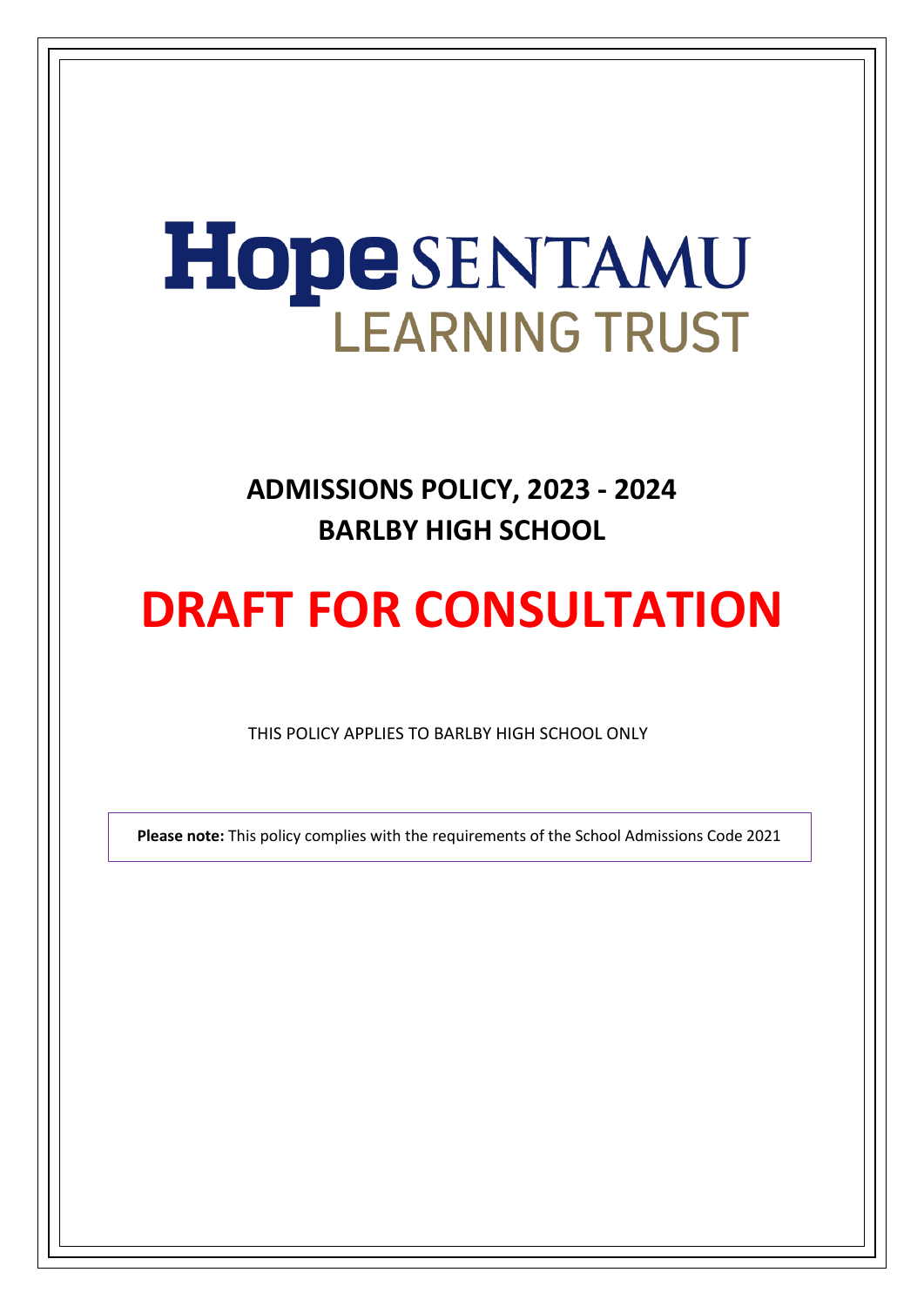Hope SENTAMU LEARNING TRUST

# ADMISSIONS POLICY, 2023 - 2024
# BARLBY HIGH SCHOOL

# DRAFT FOR CONSULTATION

THIS POLICY APPLIES TO BARLBY HIGH SCHOOL ONLY

**Please note:** This policy complies with the requirements of the School Admissions Code 2021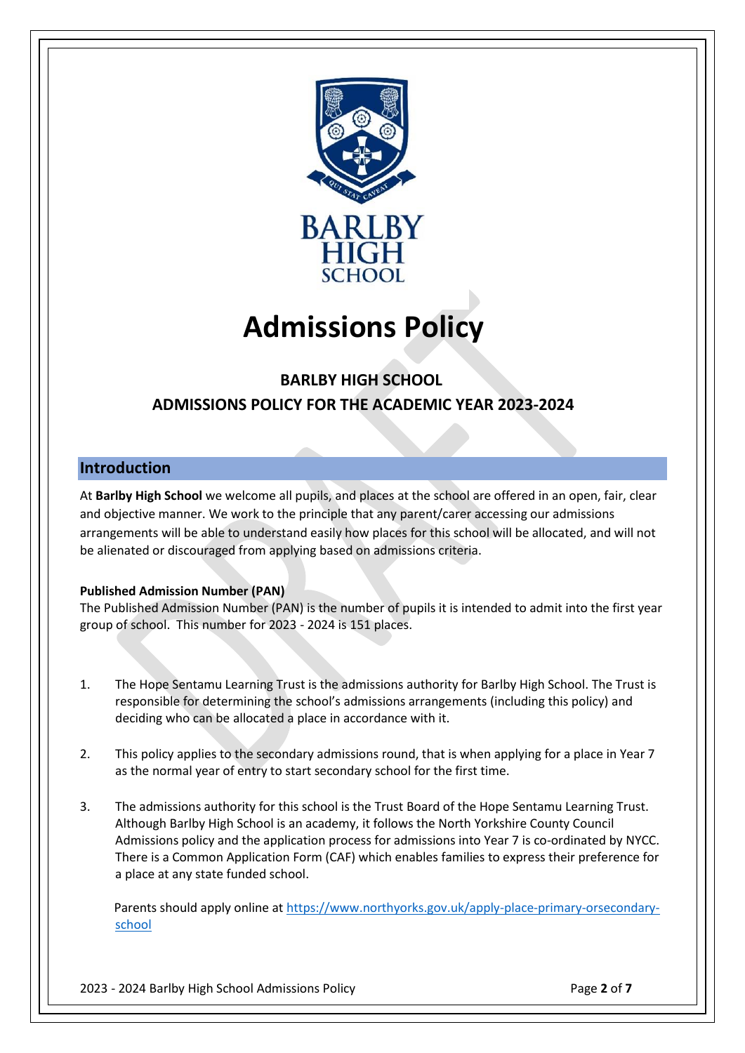# Admissions Policy

## BARLBY HIGH SCHOOL

## ADMISSIONS POLICY FOR THE ACADEMIC YEAR 2023-2024

## Introduction

At **Barlby High School** we welcome all pupils, and places at the school are offered in an open, fair, clear and objective manner. We work to the principle that any parent/carer accessing our admissions arrangements will be able to understand easily how places for this school will be allocated, and will not be alienated or discouraged from applying based on admissions criteria.

**Published Admission Number (PAN)**
The Published Admission Number (PAN) is the number of pupils it is intended to admit into the first year group of school. This number for 2023 - 2024 is 151 places.

1. The Hope Sentamu Learning Trust is the admissions authority for Barlby High School. The Trust is responsible for determining the school's admissions arrangements (including this policy) and deciding who can be allocated a place in accordance with it.

2. This policy applies to the secondary admissions round, that is when applying for a place in Year 7 as the normal year of entry to start secondary school for the first time.

3. The admissions authority for this school is the Trust Board of the Hope Sentamu Learning Trust. Although Barlby High School is an academy, it follows the North Yorkshire County Council Admissions policy and the application process for admissions into Year 7 is co-ordinated by NYCC. There is a Common Application Form (CAF) which enables families to express their preference for a place at any state funded school.

   Parents should apply online at [https://www.northyorks.gov.uk/apply-place-primary-orsecondary-school](https://www.northyorks.gov.uk/apply-place-primary-orsecondary-school)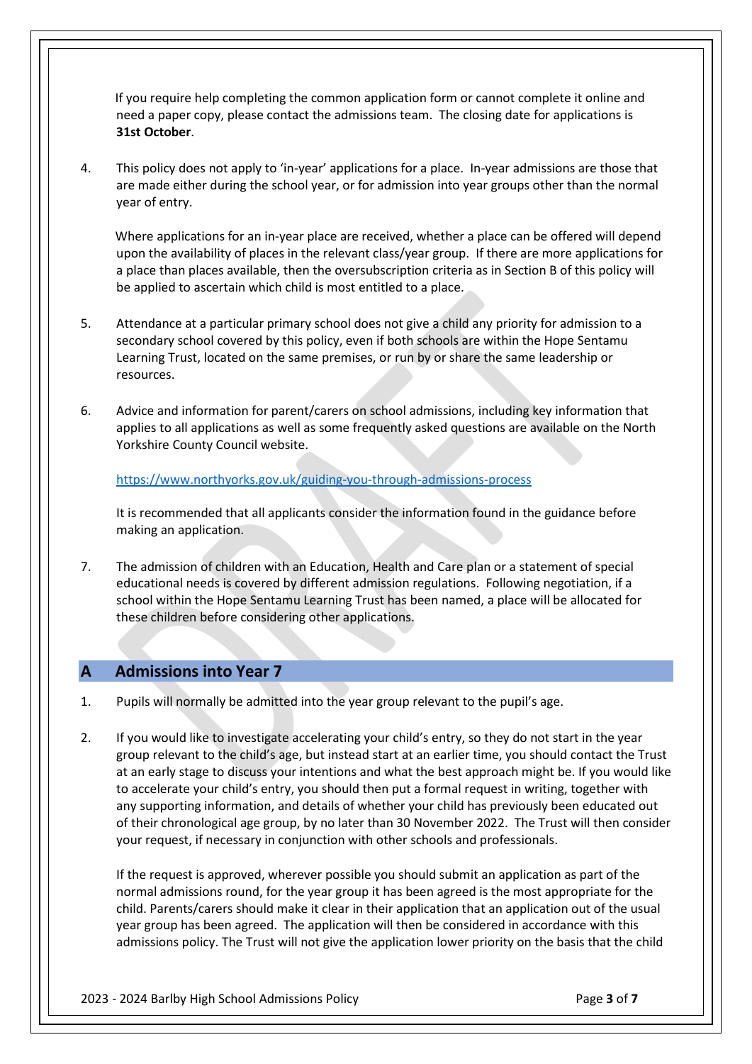If you require help completing the common application form or cannot complete it online and need a paper copy, please contact the admissions team. The closing date for applications is **31st October**.

4. This policy does not apply to 'in-year' applications for a place. In-year admissions are those that are made either during the school year, or for admission into year groups other than the normal year of entry.

   Where applications for an in-year place are received, whether a place can be offered will depend upon the availability of places in the relevant class/year group. If there are more applications for a place than places available, then the oversubscription criteria as in Section B of this policy will be applied to ascertain which child is most entitled to a place.

5. Attendance at a particular primary school does not give a child any priority for admission to a secondary school covered by this policy, even if both schools are within the Hope Sentamu Learning Trust, located on the same premises, or run by or share the same leadership or resources.

6. Advice and information for parent/carers on school admissions, including key information that applies to all applications as well as some frequently asked questions are available on the North Yorkshire County Council website.

   https://www.northyorks.gov.uk/guiding-you-through-admissions-process

   It is recommended that all applicants consider the information found in the guidance before making an application.

7. The admission of children with an Education, Health and Care plan or a statement of special educational needs is covered by different admission regulations. Following negotiation, if a school within the Hope Sentamu Learning Trust has been named, a place will be allocated for these children before considering other applications.

## A Admissions into Year 7

1. Pupils will normally be admitted into the year group relevant to the pupil's age.

2. If you would like to investigate accelerating your child's entry, so they do not start in the year group relevant to the child's age, but instead start at an earlier time, you should contact the Trust at an early stage to discuss your intentions and what the best approach might be. If you would like to accelerate your child's entry, you should then put a formal request in writing, together with any supporting information, and details of whether your child has previously been educated out of their chronological age group, by no later than 30 November 2022. The Trust will then consider your request, if necessary in conjunction with other schools and professionals.

   If the request is approved, wherever possible you should submit an application as part of the normal admissions round, for the year group it has been agreed is the most appropriate for the child. Parents/carers should make it clear in their application that an application out of the usual year group has been agreed. The application will then be considered in accordance with this admissions policy. The Trust will not give the application lower priority on the basis that the child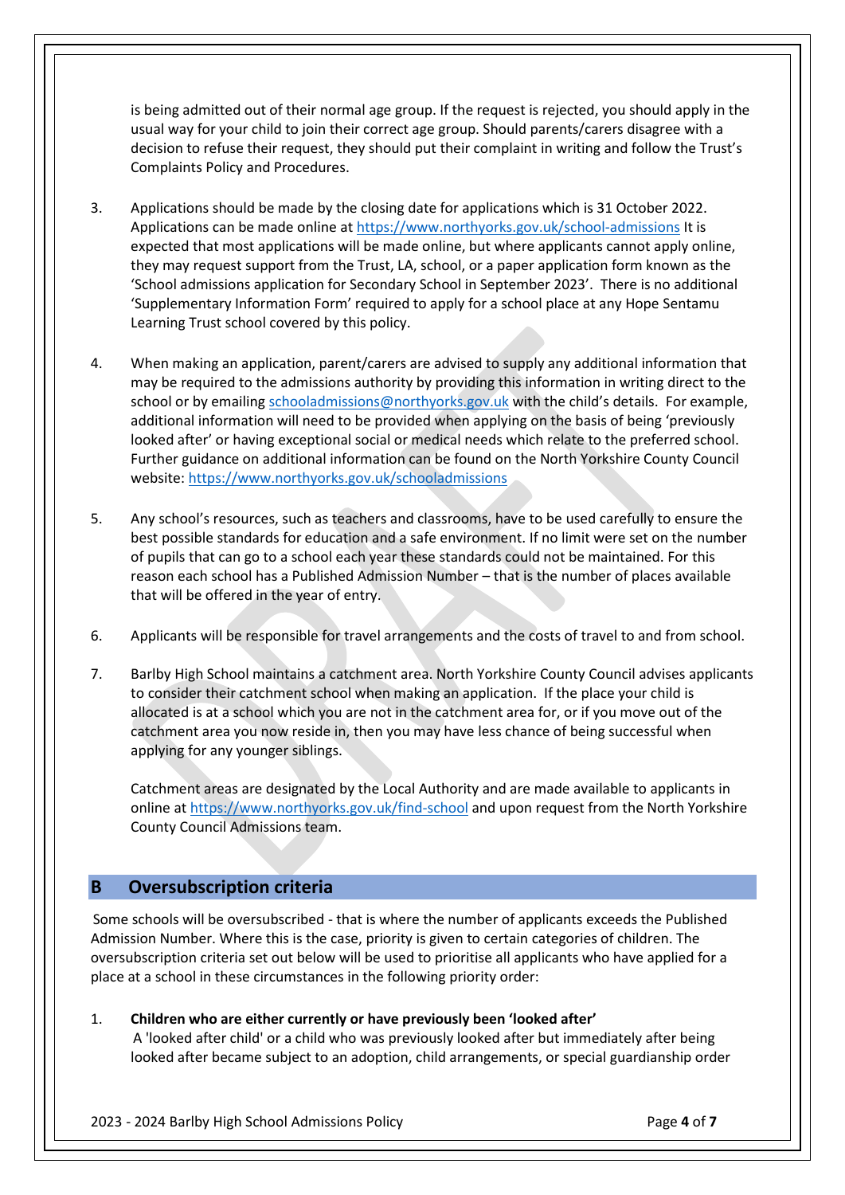is being admitted out of their normal age group. If the request is rejected, you should apply in the usual way for your child to join their correct age group. Should parents/carers disagree with a decision to refuse their request, they should put their complaint in writing and follow the Trust's Complaints Policy and Procedures.

3. Applications should be made by the closing date for applications which is 31 October 2022. Applications can be made online at https://www.northyorks.gov.uk/school-admissions It is expected that most applications will be made online, but where applicants cannot apply online, they may request support from the Trust, LA, school, or a paper application form known as the 'School admissions application for Secondary School in September 2023'. There is no additional 'Supplementary Information Form' required to apply for a school place at any Hope Sentamu Learning Trust school covered by this policy.

4. When making an application, parent/carers are advised to supply any additional information that may be required to the admissions authority by providing this information in writing direct to the school or by emailing schooladmissions@northyorks.gov.uk with the child's details. For example, additional information will need to be provided when applying on the basis of being 'previously looked after' or having exceptional social or medical needs which relate to the preferred school. Further guidance on additional information can be found on the North Yorkshire County Council website: https://www.northyorks.gov.uk/schooladmissions

5. Any school's resources, such as teachers and classrooms, have to be used carefully to ensure the best possible standards for education and a safe environment. If no limit were set on the number of pupils that can go to a school each year these standards could not be maintained. For this reason each school has a Published Admission Number – that is the number of places available that will be offered in the year of entry.

6. Applicants will be responsible for travel arrangements and the costs of travel to and from school.

7. Barlby High School maintains a catchment area. North Yorkshire County Council advises applicants to consider their catchment school when making an application. If the place your child is allocated is at a school which you are not in the catchment area for, or if you move out of the catchment area you now reside in, then you may have less chance of being successful when applying for any younger siblings.

   Catchment areas are designated by the Local Authority and are made available to applicants in online at https://www.northyorks.gov.uk/find-school and upon request from the North Yorkshire County Council Admissions team.

## B Oversubscription criteria

Some schools will be oversubscribed - that is where the number of applicants exceeds the Published Admission Number. Where this is the case, priority is given to certain categories of children. The oversubscription criteria set out below will be used to prioritise all applicants who have applied for a place at a school in these circumstances in the following priority order:

1. **Children who are either currently or have previously been 'looked after'**
   A 'looked after child' or a child who was previously looked after but immediately after being looked after became subject to an adoption, child arrangements, or special guardianship order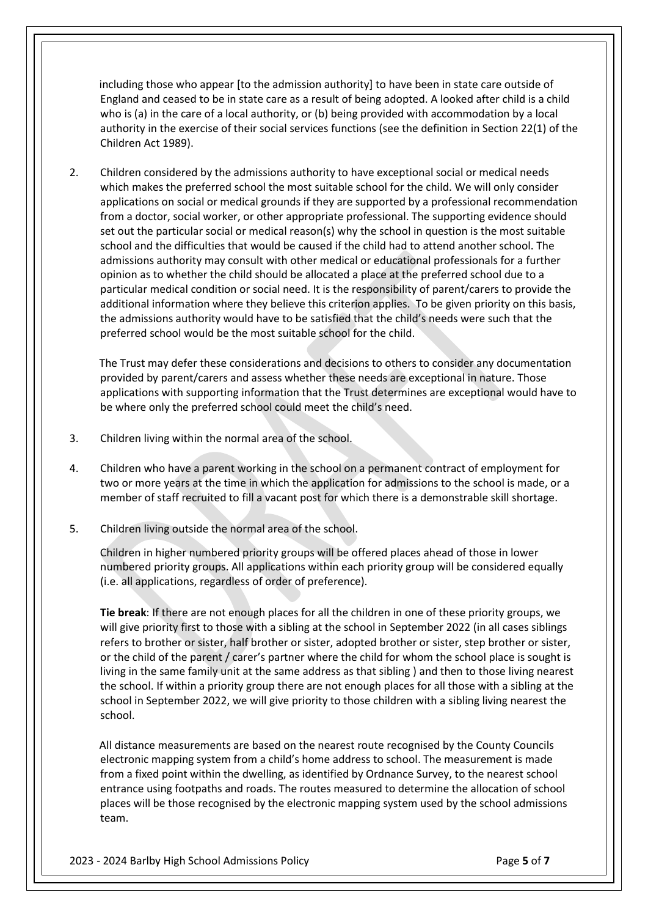including those who appear [to the admission authority] to have been in state care outside of England and ceased to be in state care as a result of being adopted. A looked after child is a child who is (a) in the care of a local authority, or (b) being provided with accommodation by a local authority in the exercise of their social services functions (see the definition in Section 22(1) of the Children Act 1989).

2. Children considered by the admissions authority to have exceptional social or medical needs which makes the preferred school the most suitable school for the child. We will only consider applications on social or medical grounds if they are supported by a professional recommendation from a doctor, social worker, or other appropriate professional. The supporting evidence should set out the particular social or medical reason(s) why the school in question is the most suitable school and the difficulties that would be caused if the child had to attend another school. The admissions authority may consult with other medical or educational professionals for a further opinion as to whether the child should be allocated a place at the preferred school due to a particular medical condition or social need. It is the responsibility of parent/carers to provide the additional information where they believe this criterion applies. To be given priority on this basis, the admissions authority would have to be satisfied that the child's needs were such that the preferred school would be the most suitable school for the child.

   The Trust may defer these considerations and decisions to others to consider any documentation provided by parent/carers and assess whether these needs are exceptional in nature. Those applications with supporting information that the Trust determines are exceptional would have to be where only the preferred school could meet the child's need.

3. Children living within the normal area of the school.

4. Children who have a parent working in the school on a permanent contract of employment for two or more years at the time in which the application for admissions to the school is made, or a member of staff recruited to fill a vacant post for which there is a demonstrable skill shortage.

5. Children living outside the normal area of the school.

   Children in higher numbered priority groups will be offered places ahead of those in lower numbered priority groups. All applications within each priority group will be considered equally (i.e. all applications, regardless of order of preference).

   **Tie break**: If there are not enough places for all the children in one of these priority groups, we will give priority first to those with a sibling at the school in September 2022 (in all cases siblings refers to brother or sister, half brother or sister, adopted brother or sister, step brother or sister, or the child of the parent / carer's partner where the child for whom the school place is sought is living in the same family unit at the same address as that sibling ) and then to those living nearest the school. If within a priority group there are not enough places for all those with a sibling at the school in September 2022, we will give priority to those children with a sibling living nearest the school.

   All distance measurements are based on the nearest route recognised by the County Councils electronic mapping system from a child's home address to school. The measurement is made from a fixed point within the dwelling, as identified by Ordnance Survey, to the nearest school entrance using footpaths and roads. The routes measured to determine the allocation of school places will be those recognised by the electronic mapping system used by the school admissions team.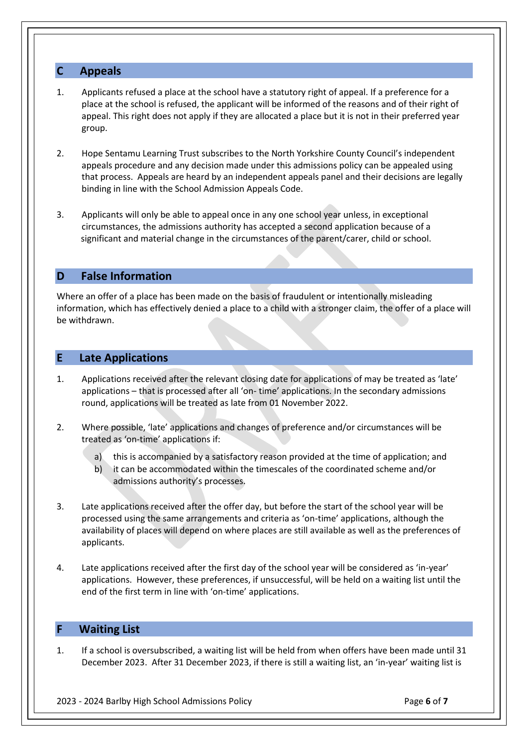## C Appeals

1. Applicants refused a place at the school have a statutory right of appeal. If a preference for a place at the school is refused, the applicant will be informed of the reasons and of their right of appeal. This right does not apply if they are allocated a place but it is not in their preferred year group.

2. Hope Sentamu Learning Trust subscribes to the North Yorkshire County Council's independent appeals procedure and any decision made under this admissions policy can be appealed using that process. Appeals are heard by an independent appeals panel and their decisions are legally binding in line with the School Admission Appeals Code.

3. Applicants will only be able to appeal once in any one school year unless, in exceptional circumstances, the admissions authority has accepted a second application because of a significant and material change in the circumstances of the parent/carer, child or school.

## D False Information

Where an offer of a place has been made on the basis of fraudulent or intentionally misleading information, which has effectively denied a place to a child with a stronger claim, the offer of a place will be withdrawn.

## E Late Applications

1. Applications received after the relevant closing date for applications of may be treated as 'late' applications – that is processed after all 'on- time' applications. In the secondary admissions round, applications will be treated as late from 01 November 2022.

2. Where possible, 'late' applications and changes of preference and/or circumstances will be treated as 'on-time' applications if:

   a) this is accompanied by a satisfactory reason provided at the time of application; and
   b) it can be accommodated within the timescales of the coordinated scheme and/or admissions authority's processes.

3. Late applications received after the offer day, but before the start of the school year will be processed using the same arrangements and criteria as 'on-time' applications, although the availability of places will depend on where places are still available as well as the preferences of applicants.

4. Late applications received after the first day of the school year will be considered as 'in-year' applications. However, these preferences, if unsuccessful, will be held on a waiting list until the end of the first term in line with 'on-time' applications.

## F Waiting List

1. If a school is oversubscribed, a waiting list will be held from when offers have been made until 31 December 2023. After 31 December 2023, if there is still a waiting list, an 'in-year' waiting list is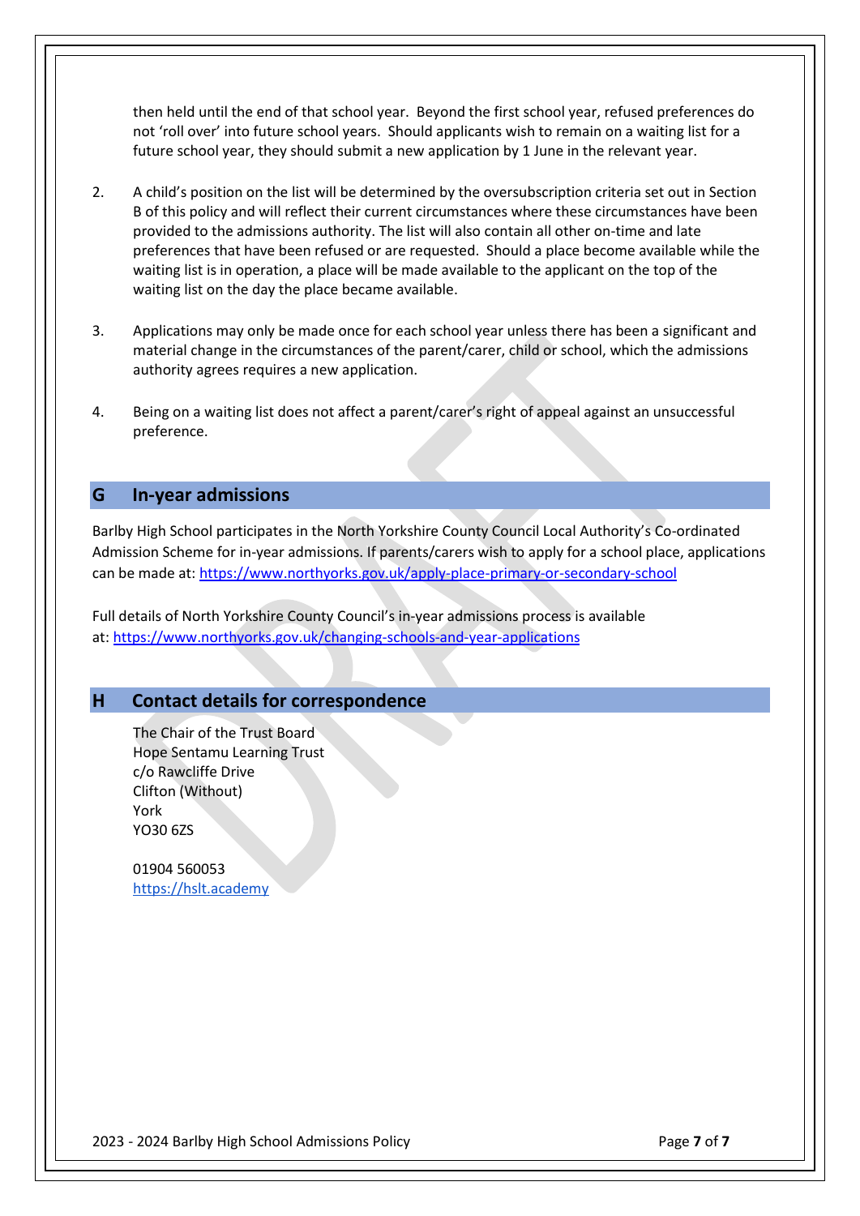then held until the end of that school year. Beyond the first school year, refused preferences do not 'roll over' into future school years. Should applicants wish to remain on a waiting list for a future school year, they should submit a new application by 1 June in the relevant year.

2. A child's position on the list will be determined by the oversubscription criteria set out in Section B of this policy and will reflect their current circumstances where these circumstances have been provided to the admissions authority. The list will also contain all other on-time and late preferences that have been refused or are requested. Should a place become available while the waiting list is in operation, a place will be made available to the applicant on the top of the waiting list on the day the place became available.

3. Applications may only be made once for each school year unless there has been a significant and material change in the circumstances of the parent/carer, child or school, which the admissions authority agrees requires a new application.

4. Being on a waiting list does not affect a parent/carer's right of appeal against an unsuccessful preference.

## G In-year admissions

Barlby High School participates in the North Yorkshire County Council Local Authority's Co-ordinated Admission Scheme for in-year admissions. If parents/carers wish to apply for a school place, applications can be made at: https://www.northyorks.gov.uk/apply-place-primary-or-secondary-school

Full details of North Yorkshire County Council's in-year admissions process is available at: https://www.northyorks.gov.uk/changing-schools-and-year-applications

## H Contact details for correspondence

The Chair of the Trust Board
Hope Sentamu Learning Trust
c/o Rawcliffe Drive
Clifton (Without)
York
YO30 6ZS

01904 560053
https://hslt.academy